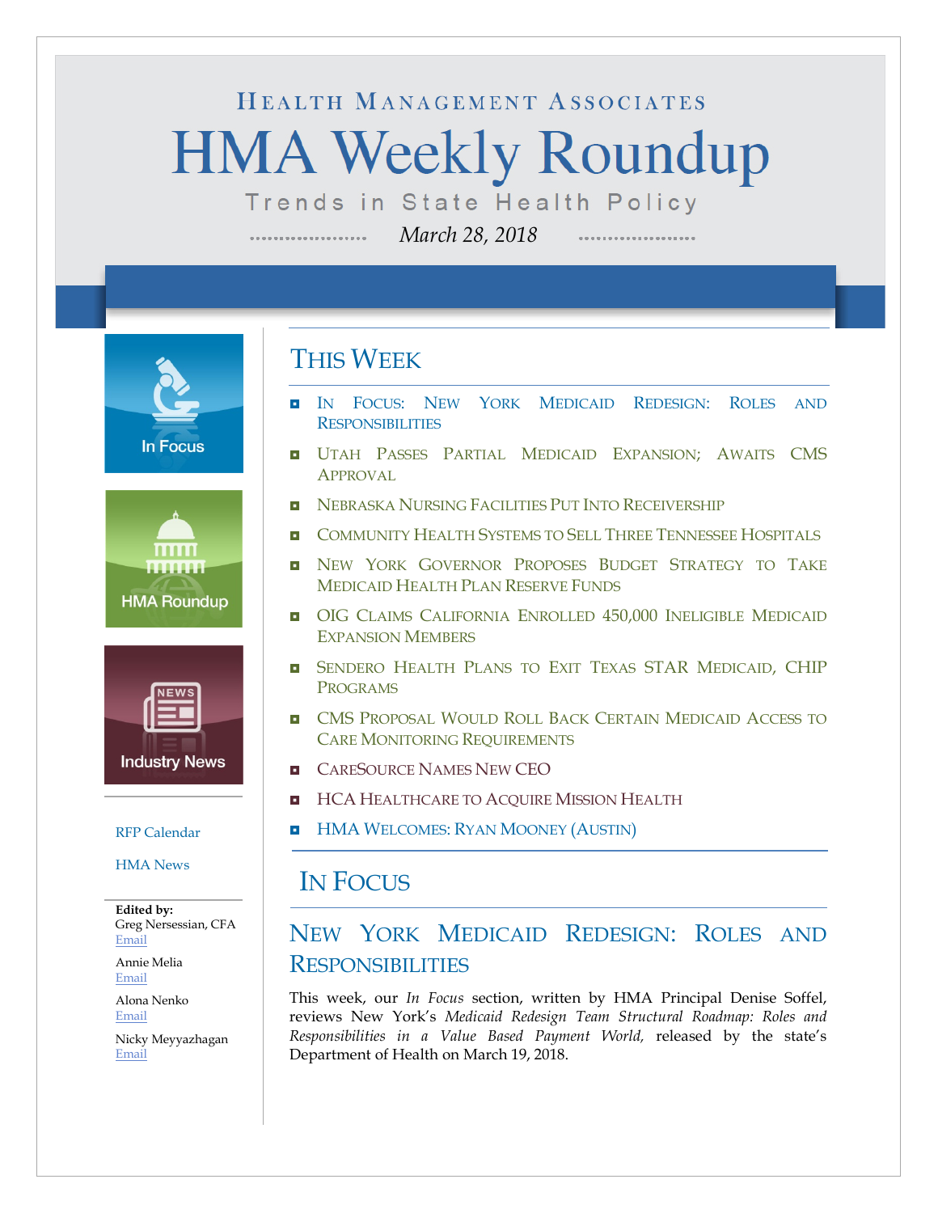Health Management Associates

# HMA Weekly Roundup

Trends in State Health Policy

*March 28, 2018*

In Focus

HMA Roundup

Industry News

RFP Calendar

HMA News

**Edited by:**
Greg Nersessian, CFA
Email

Annie Melia
Email

Alona Nenko
Email

Nicky Meyyazhagan
Email

## This Week

- In Focus: New York Medicaid Redesign: Roles and Responsibilities
- Utah Passes Partial Medicaid Expansion; Awaits CMS Approval
- Nebraska Nursing Facilities Put Into Receivership
- Community Health Systems to Sell Three Tennessee Hospitals
- New York Governor Proposes Budget Strategy to Take Medicaid Health Plan Reserve Funds
- OIG Claims California Enrolled 450,000 Ineligible Medicaid Expansion Members
- Sendero Health Plans to Exit Texas STAR Medicaid, CHIP Programs
- CMS Proposal Would Roll Back Certain Medicaid Access to Care Monitoring Requirements
- CareSource Names New CEO
- HCA Healthcare to Acquire Mission Health
- HMA Welcomes: Ryan Mooney (Austin)

## In Focus

### New York Medicaid Redesign: Roles and Responsibilities

This week, our *In Focus* section, written by HMA Principal Denise Soffel, reviews New York's *Medicaid Redesign Team Structural Roadmap: Roles and Responsibilities in a Value Based Payment World,* released by the state's Department of Health on March 19, 2018.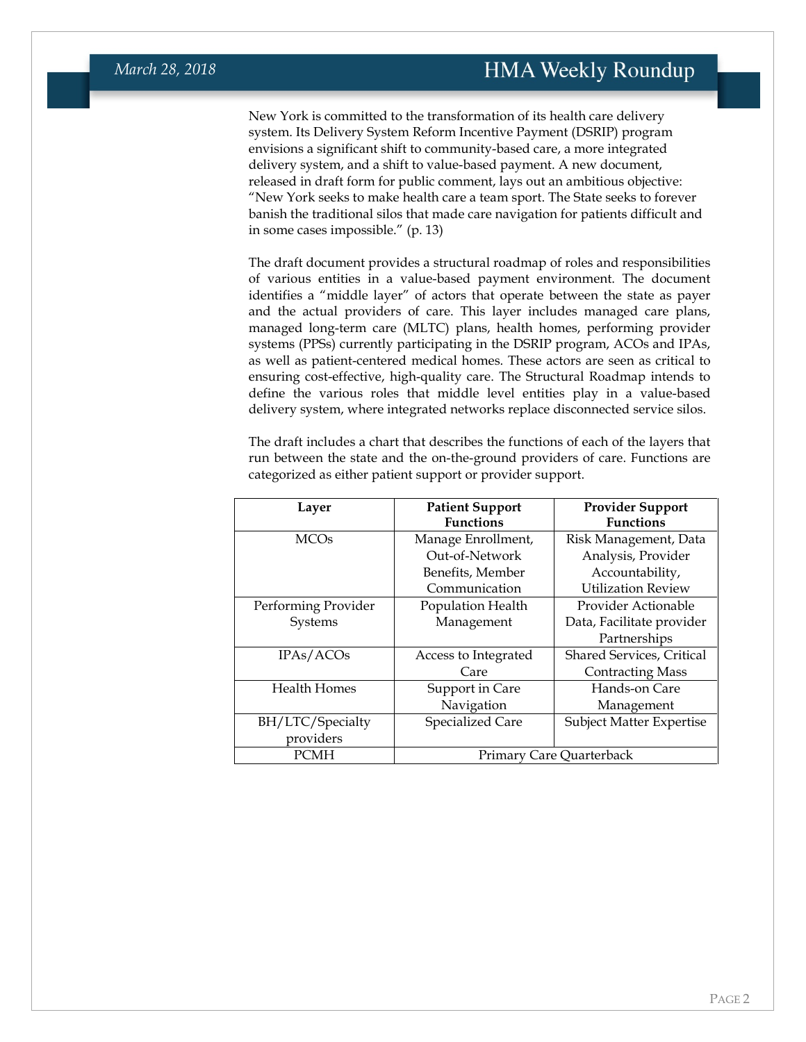New York is committed to the transformation of its health care delivery system. Its Delivery System Reform Incentive Payment (DSRIP) program envisions a significant shift to community-based care, a more integrated delivery system, and a shift to value-based payment. A new document, released in draft form for public comment, lays out an ambitious objective: "New York seeks to make health care a team sport. The State seeks to forever banish the traditional silos that made care navigation for patients difficult and in some cases impossible." (p. 13)

The draft document provides a structural roadmap of roles and responsibilities of various entities in a value-based payment environment. The document identifies a "middle layer" of actors that operate between the state as payer and the actual providers of care. This layer includes managed care plans, managed long-term care (MLTC) plans, health homes, performing provider systems (PPSs) currently participating in the DSRIP program, ACOs and IPAs, as well as patient-centered medical homes. These actors are seen as critical to ensuring cost-effective, high-quality care. The Structural Roadmap intends to define the various roles that middle level entities play in a value-based delivery system, where integrated networks replace disconnected service silos.

The draft includes a chart that describes the functions of each of the layers that run between the state and the on-the-ground providers of care. Functions are categorized as either patient support or provider support.

| Layer | Patient Support Functions | Provider Support Functions |
|---|---|---|
| MCOs | Manage Enrollment, Out-of-Network Benefits, Member Communication | Risk Management, Data Analysis, Provider Accountability, Utilization Review |
| Performing Provider Systems | Population Health Management | Provider Actionable Data, Facilitate provider Partnerships |
| IPAs/ACOs | Access to Integrated Care | Shared Services, Critical Contracting Mass |
| Health Homes | Support in Care Navigation | Hands-on Care Management |
| BH/LTC/Specialty providers | Specialized Care | Subject Matter Expertise |
| PCMH | Primary Care Quarterback | |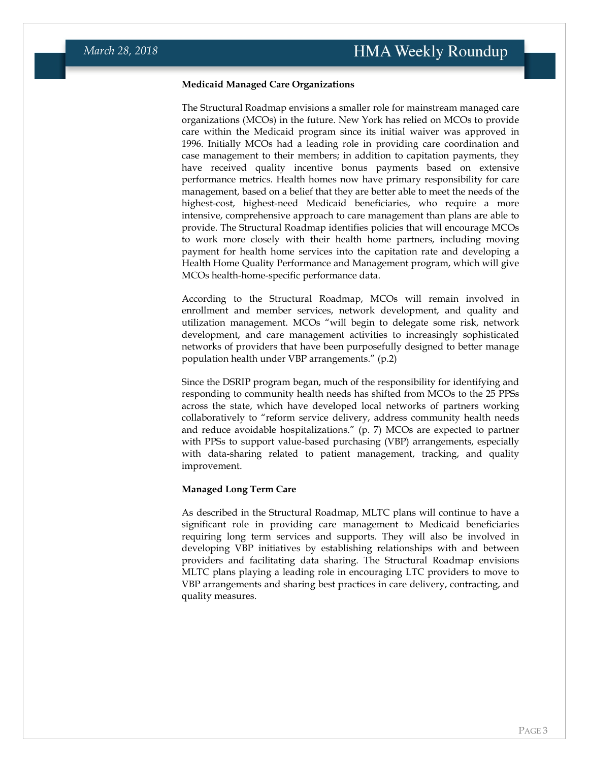### Medicaid Managed Care Organizations

The Structural Roadmap envisions a smaller role for mainstream managed care organizations (MCOs) in the future. New York has relied on MCOs to provide care within the Medicaid program since its initial waiver was approved in 1996. Initially MCOs had a leading role in providing care coordination and case management to their members; in addition to capitation payments, they have received quality incentive bonus payments based on extensive performance metrics. Health homes now have primary responsibility for care management, based on a belief that they are better able to meet the needs of the highest-cost, highest-need Medicaid beneficiaries, who require a more intensive, comprehensive approach to care management than plans are able to provide. The Structural Roadmap identifies policies that will encourage MCOs to work more closely with their health home partners, including moving payment for health home services into the capitation rate and developing a Health Home Quality Performance and Management program, which will give MCOs health-home-specific performance data.

According to the Structural Roadmap, MCOs will remain involved in enrollment and member services, network development, and quality and utilization management. MCOs "will begin to delegate some risk, network development, and care management activities to increasingly sophisticated networks of providers that have been purposefully designed to better manage population health under VBP arrangements." (p.2)

Since the DSRIP program began, much of the responsibility for identifying and responding to community health needs has shifted from MCOs to the 25 PPSs across the state, which have developed local networks of partners working collaboratively to "reform service delivery, address community health needs and reduce avoidable hospitalizations." (p. 7) MCOs are expected to partner with PPSs to support value-based purchasing (VBP) arrangements, especially with data-sharing related to patient management, tracking, and quality improvement.

### Managed Long Term Care

As described in the Structural Roadmap, MLTC plans will continue to have a significant role in providing care management to Medicaid beneficiaries requiring long term services and supports. They will also be involved in developing VBP initiatives by establishing relationships with and between providers and facilitating data sharing. The Structural Roadmap envisions MLTC plans playing a leading role in encouraging LTC providers to move to VBP arrangements and sharing best practices in care delivery, contracting, and quality measures.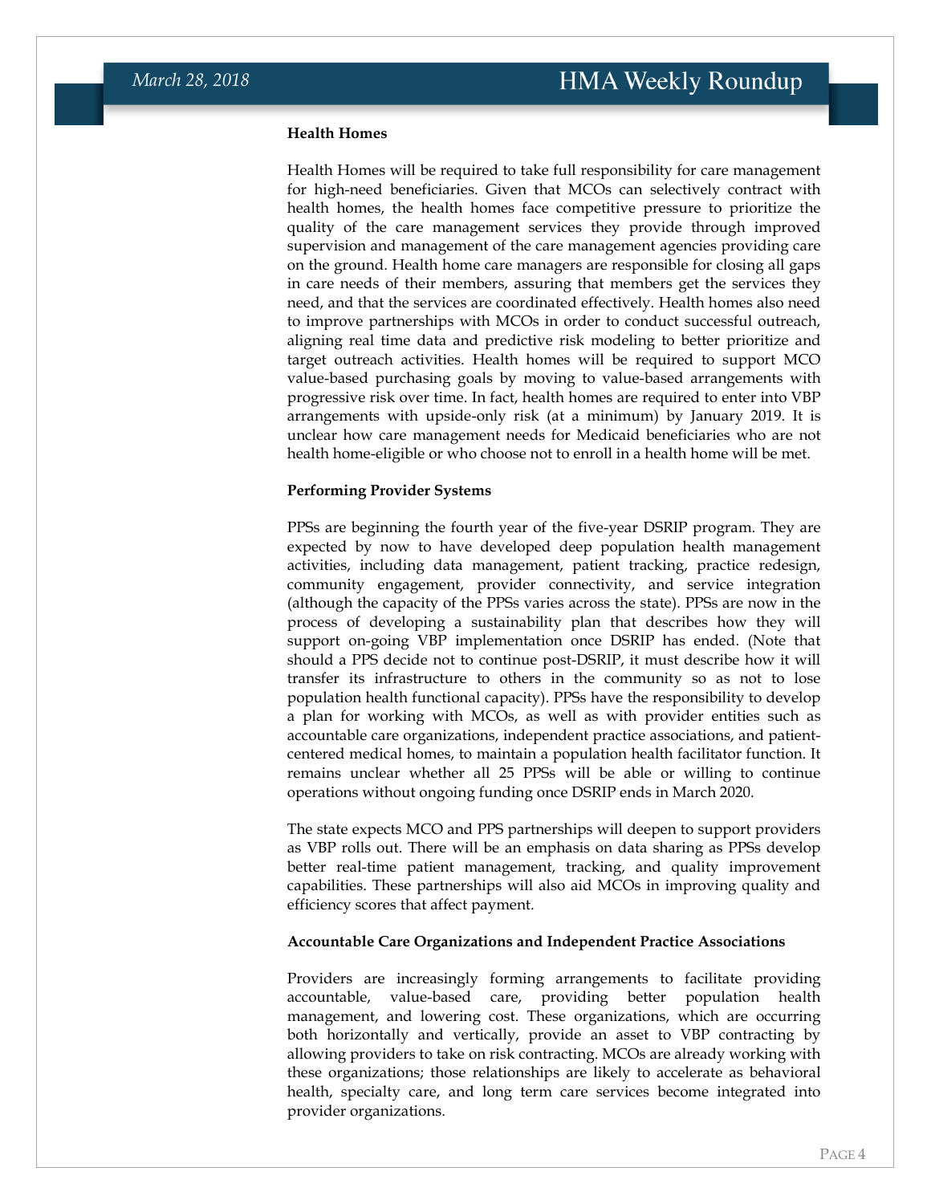**Health Homes**

Health Homes will be required to take full responsibility for care management for high-need beneficiaries. Given that MCOs can selectively contract with health homes, the health homes face competitive pressure to prioritize the quality of the care management services they provide through improved supervision and management of the care management agencies providing care on the ground. Health home care managers are responsible for closing all gaps in care needs of their members, assuring that members get the services they need, and that the services are coordinated effectively. Health homes also need to improve partnerships with MCOs in order to conduct successful outreach, aligning real time data and predictive risk modeling to better prioritize and target outreach activities. Health homes will be required to support MCO value-based purchasing goals by moving to value-based arrangements with progressive risk over time. In fact, health homes are required to enter into VBP arrangements with upside-only risk (at a minimum) by January 2019. It is unclear how care management needs for Medicaid beneficiaries who are not health home-eligible or who choose not to enroll in a health home will be met.

**Performing Provider Systems**

PPSs are beginning the fourth year of the five-year DSRIP program. They are expected by now to have developed deep population health management activities, including data management, patient tracking, practice redesign, community engagement, provider connectivity, and service integration (although the capacity of the PPSs varies across the state). PPSs are now in the process of developing a sustainability plan that describes how they will support on-going VBP implementation once DSRIP has ended. (Note that should a PPS decide not to continue post-DSRIP, it must describe how it will transfer its infrastructure to others in the community so as not to lose population health functional capacity). PPSs have the responsibility to develop a plan for working with MCOs, as well as with provider entities such as accountable care organizations, independent practice associations, and patient-centered medical homes, to maintain a population health facilitator function. It remains unclear whether all 25 PPSs will be able or willing to continue operations without ongoing funding once DSRIP ends in March 2020.

The state expects MCO and PPS partnerships will deepen to support providers as VBP rolls out. There will be an emphasis on data sharing as PPSs develop better real-time patient management, tracking, and quality improvement capabilities. These partnerships will also aid MCOs in improving quality and efficiency scores that affect payment.

**Accountable Care Organizations and Independent Practice Associations**

Providers are increasingly forming arrangements to facilitate providing accountable, value-based care, providing better population health management, and lowering cost. These organizations, which are occurring both horizontally and vertically, provide an asset to VBP contracting by allowing providers to take on risk contracting. MCOs are already working with these organizations; those relationships are likely to accelerate as behavioral health, specialty care, and long term care services become integrated into provider organizations.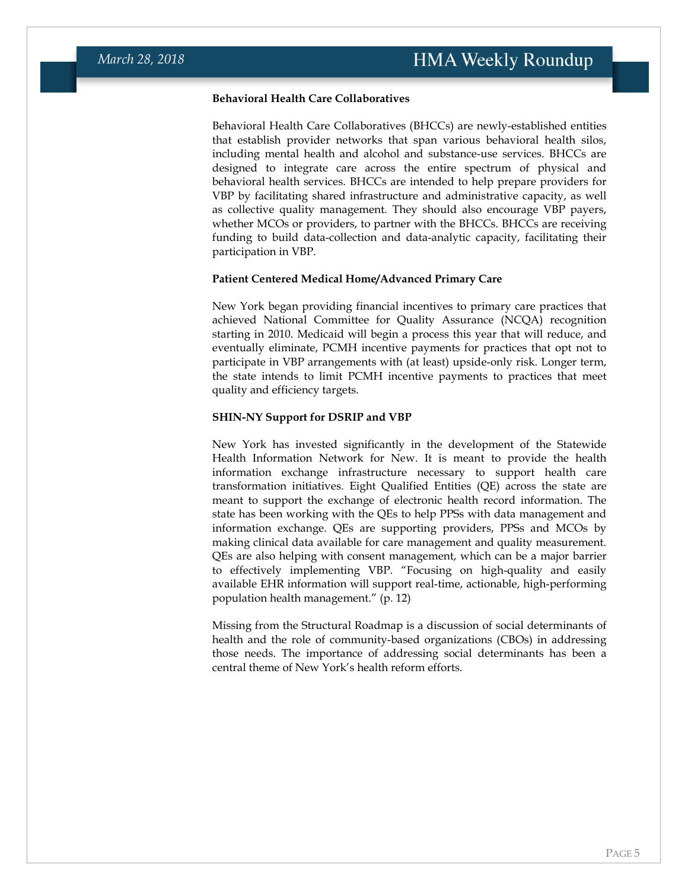**Behavioral Health Care Collaboratives**

Behavioral Health Care Collaboratives (BHCCs) are newly-established entities that establish provider networks that span various behavioral health silos, including mental health and alcohol and substance-use services. BHCCs are designed to integrate care across the entire spectrum of physical and behavioral health services. BHCCs are intended to help prepare providers for VBP by facilitating shared infrastructure and administrative capacity, as well as collective quality management. They should also encourage VBP payers, whether MCOs or providers, to partner with the BHCCs. BHCCs are receiving funding to build data-collection and data-analytic capacity, facilitating their participation in VBP.

**Patient Centered Medical Home/Advanced Primary Care**

New York began providing financial incentives to primary care practices that achieved National Committee for Quality Assurance (NCQA) recognition starting in 2010. Medicaid will begin a process this year that will reduce, and eventually eliminate, PCMH incentive payments for practices that opt not to participate in VBP arrangements with (at least) upside-only risk. Longer term, the state intends to limit PCMH incentive payments to practices that meet quality and efficiency targets.

**SHIN-NY Support for DSRIP and VBP**

New York has invested significantly in the development of the Statewide Health Information Network for New. It is meant to provide the health information exchange infrastructure necessary to support health care transformation initiatives. Eight Qualified Entities (QE) across the state are meant to support the exchange of electronic health record information. The state has been working with the QEs to help PPSs with data management and information exchange. QEs are supporting providers, PPSs and MCOs by making clinical data available for care management and quality measurement. QEs are also helping with consent management, which can be a major barrier to effectively implementing VBP. "Focusing on high-quality and easily available EHR information will support real-time, actionable, high-performing population health management." (p. 12)

Missing from the Structural Roadmap is a discussion of social determinants of health and the role of community-based organizations (CBOs) in addressing those needs. The importance of addressing social determinants has been a central theme of New York's health reform efforts.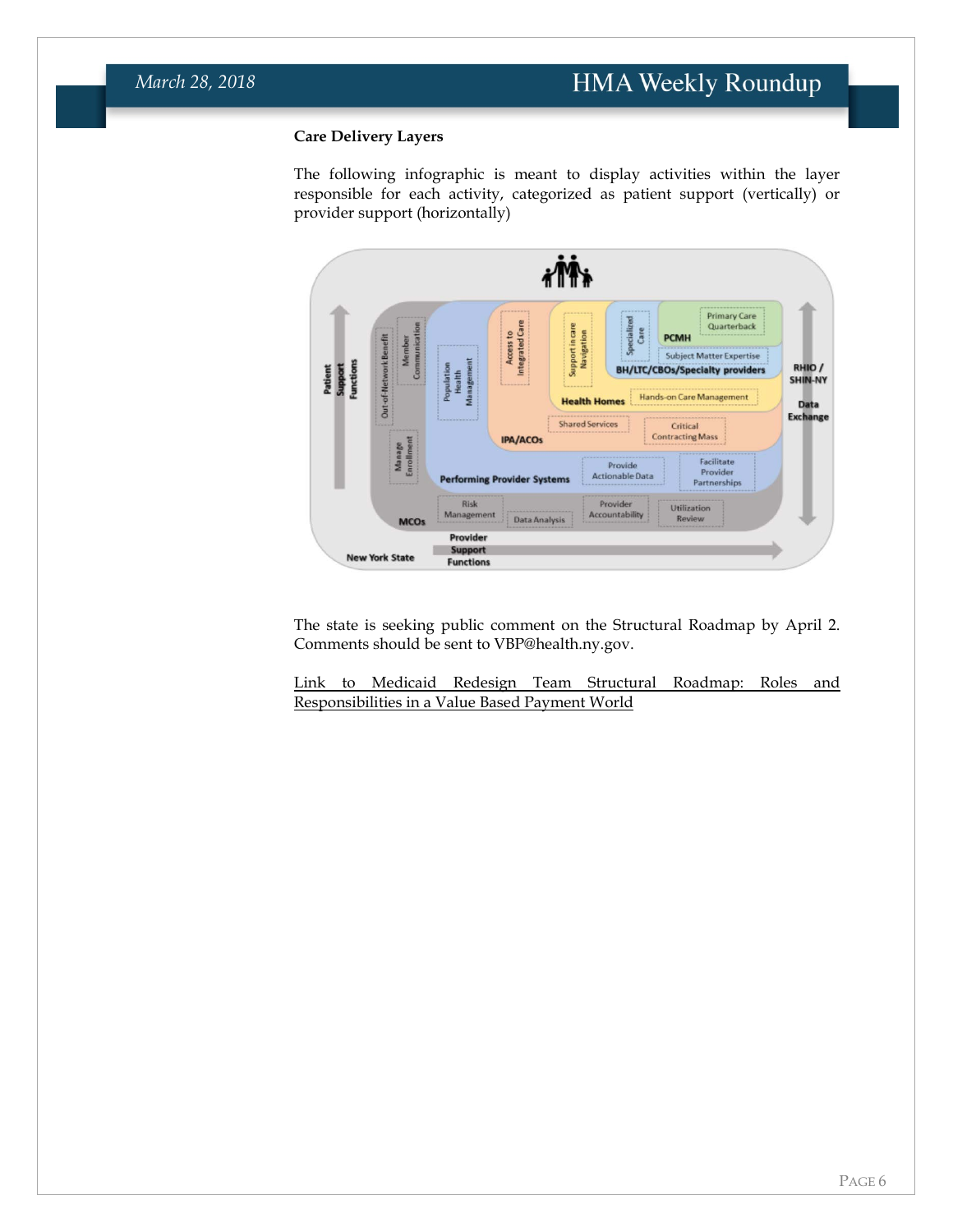**Care Delivery Layers**

The following infographic is meant to display activities within the layer responsible for each activity, categorized as patient support (vertically) or provider support (horizontally)

The state is seeking public comment on the Structural Roadmap by April 2. Comments should be sent to VBP@health.ny.gov.

Link to Medicaid Redesign Team Structural Roadmap: Roles and Responsibilities in a Value Based Payment World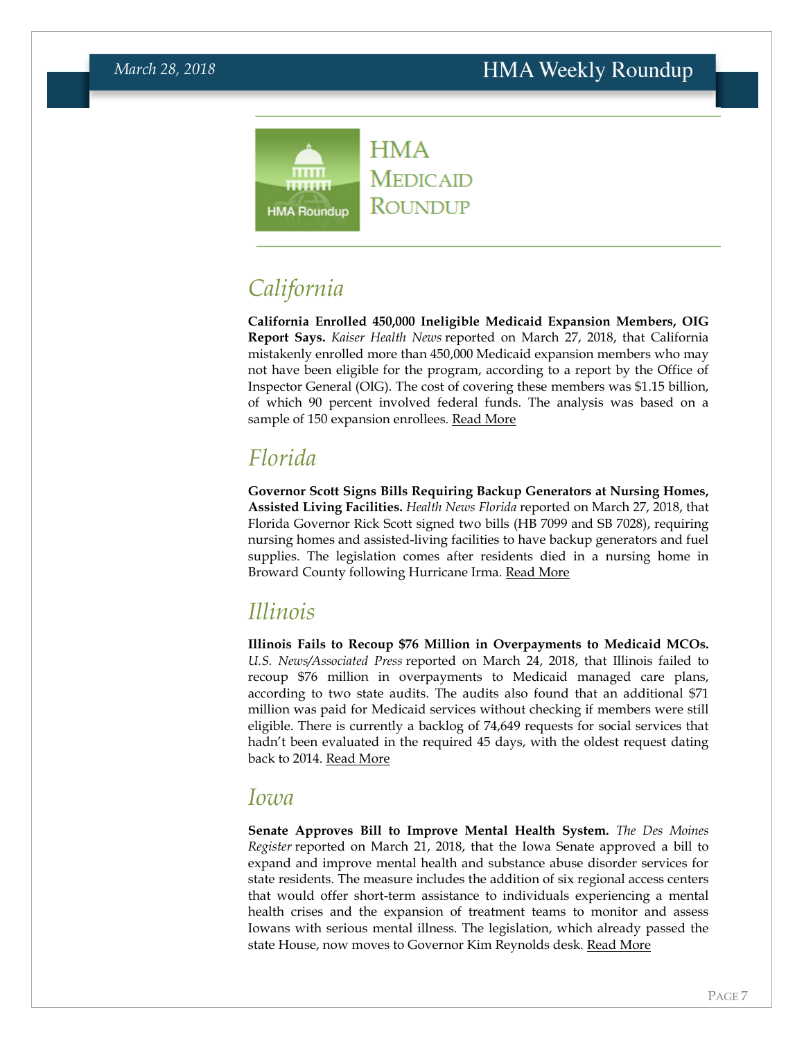# HMA Medicaid Roundup

## California

**California Enrolled 450,000 Ineligible Medicaid Expansion Members, OIG Report Says.** *Kaiser Health News* reported on March 27, 2018, that California mistakenly enrolled more than 450,000 Medicaid expansion members who may not have been eligible for the program, according to a report by the Office of Inspector General (OIG). The cost of covering these members was $1.15 billion, of which 90 percent involved federal funds. The analysis was based on a sample of 150 expansion enrollees. Read More

## Florida

**Governor Scott Signs Bills Requiring Backup Generators at Nursing Homes, Assisted Living Facilities.** *Health News Florida* reported on March 27, 2018, that Florida Governor Rick Scott signed two bills (HB 7099 and SB 7028), requiring nursing homes and assisted-living facilities to have backup generators and fuel supplies. The legislation comes after residents died in a nursing home in Broward County following Hurricane Irma. Read More

## Illinois

**Illinois Fails to Recoup $76 Million in Overpayments to Medicaid MCOs.** *U.S. News/Associated Press* reported on March 24, 2018, that Illinois failed to recoup $76 million in overpayments to Medicaid managed care plans, according to two state audits. The audits also found that an additional $71 million was paid for Medicaid services without checking if members were still eligible. There is currently a backlog of 74,649 requests for social services that hadn't been evaluated in the required 45 days, with the oldest request dating back to 2014. Read More

## Iowa

**Senate Approves Bill to Improve Mental Health System.** *The Des Moines Register* reported on March 21, 2018, that the Iowa Senate approved a bill to expand and improve mental health and substance abuse disorder services for state residents. The measure includes the addition of six regional access centers that would offer short-term assistance to individuals experiencing a mental health crises and the expansion of treatment teams to monitor and assess Iowans with serious mental illness. The legislation, which already passed the state House, now moves to Governor Kim Reynolds desk. Read More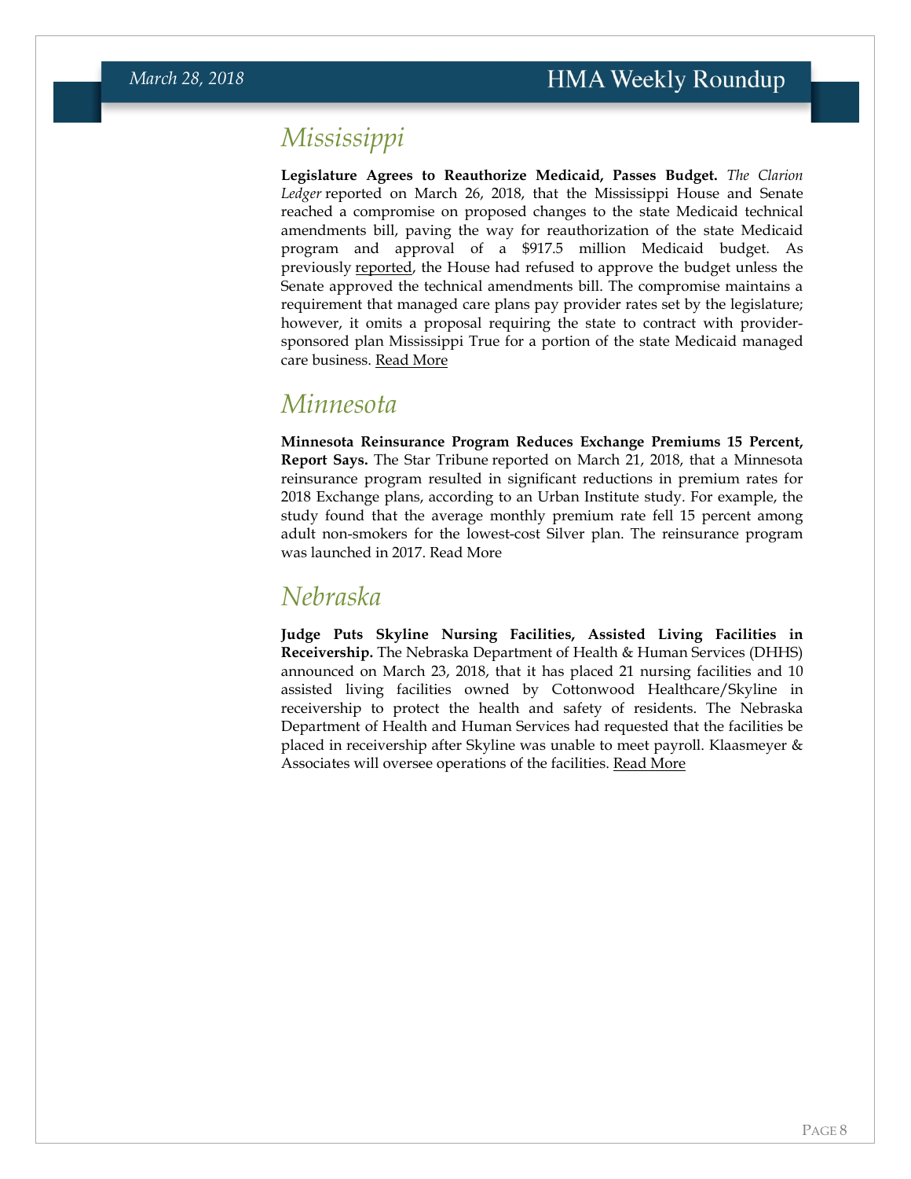## Mississippi

**Legislature Agrees to Reauthorize Medicaid, Passes Budget.** *The Clarion Ledger* reported on March 26, 2018, that the Mississippi House and Senate reached a compromise on proposed changes to the state Medicaid technical amendments bill, paving the way for reauthorization of the state Medicaid program and approval of a $917.5 million Medicaid budget. As previously reported, the House had refused to approve the budget unless the Senate approved the technical amendments bill. The compromise maintains a requirement that managed care plans pay provider rates set by the legislature; however, it omits a proposal requiring the state to contract with provider-sponsored plan Mississippi True for a portion of the state Medicaid managed care business. Read More

## Minnesota

**Minnesota Reinsurance Program Reduces Exchange Premiums 15 Percent, Report Says.** The Star Tribune reported on March 21, 2018, that a Minnesota reinsurance program resulted in significant reductions in premium rates for 2018 Exchange plans, according to an Urban Institute study. For example, the study found that the average monthly premium rate fell 15 percent among adult non-smokers for the lowest-cost Silver plan. The reinsurance program was launched in 2017. Read More

## Nebraska

**Judge Puts Skyline Nursing Facilities, Assisted Living Facilities in Receivership.** The Nebraska Department of Health & Human Services (DHHS) announced on March 23, 2018, that it has placed 21 nursing facilities and 10 assisted living facilities owned by Cottonwood Healthcare/Skyline in receivership to protect the health and safety of residents. The Nebraska Department of Health and Human Services had requested that the facilities be placed in receivership after Skyline was unable to meet payroll. Klaasmeyer & Associates will oversee operations of the facilities. Read More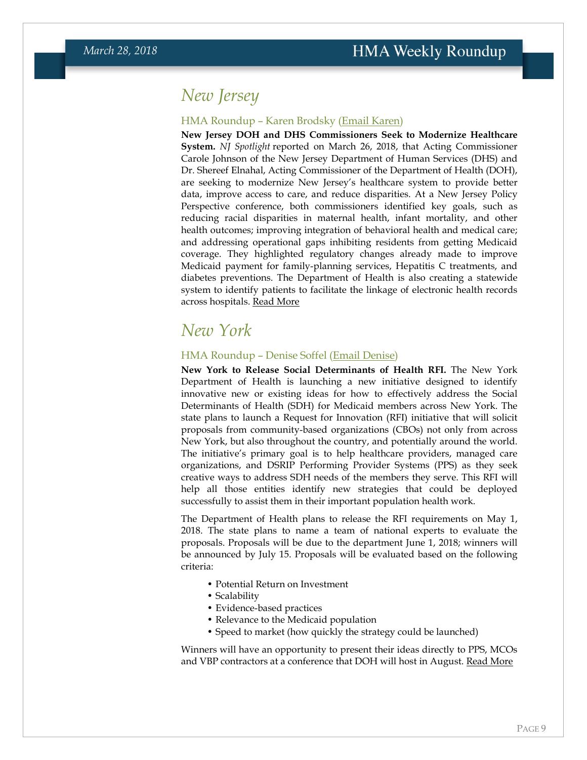# New Jersey

### HMA Roundup – Karen Brodsky (Email Karen)

**New Jersey DOH and DHS Commissioners Seek to Modernize Healthcare System.** *NJ Spotlight* reported on March 26, 2018, that Acting Commissioner Carole Johnson of the New Jersey Department of Human Services (DHS) and Dr. Shereef Elnahal, Acting Commissioner of the Department of Health (DOH), are seeking to modernize New Jersey's healthcare system to provide better data, improve access to care, and reduce disparities. At a New Jersey Policy Perspective conference, both commissioners identified key goals, such as reducing racial disparities in maternal health, infant mortality, and other health outcomes; improving integration of behavioral health and medical care; and addressing operational gaps inhibiting residents from getting Medicaid coverage. They highlighted regulatory changes already made to improve Medicaid payment for family-planning services, Hepatitis C treatments, and diabetes preventions. The Department of Health is also creating a statewide system to identify patients to facilitate the linkage of electronic health records across hospitals. Read More

# New York

### HMA Roundup – Denise Soffel (Email Denise)

**New York to Release Social Determinants of Health RFI.** The New York Department of Health is launching a new initiative designed to identify innovative new or existing ideas for how to effectively address the Social Determinants of Health (SDH) for Medicaid members across New York. The state plans to launch a Request for Innovation (RFI) initiative that will solicit proposals from community-based organizations (CBOs) not only from across New York, but also throughout the country, and potentially around the world. The initiative's primary goal is to help healthcare providers, managed care organizations, and DSRIP Performing Provider Systems (PPS) as they seek creative ways to address SDH needs of the members they serve. This RFI will help all those entities identify new strategies that could be deployed successfully to assist them in their important population health work.

The Department of Health plans to release the RFI requirements on May 1, 2018. The state plans to name a team of national experts to evaluate the proposals. Proposals will be due to the department June 1, 2018; winners will be announced by July 15. Proposals will be evaluated based on the following criteria:

- Potential Return on Investment
- Scalability
- Evidence-based practices
- Relevance to the Medicaid population
- Speed to market (how quickly the strategy could be launched)

Winners will have an opportunity to present their ideas directly to PPS, MCOs and VBP contractors at a conference that DOH will host in August. Read More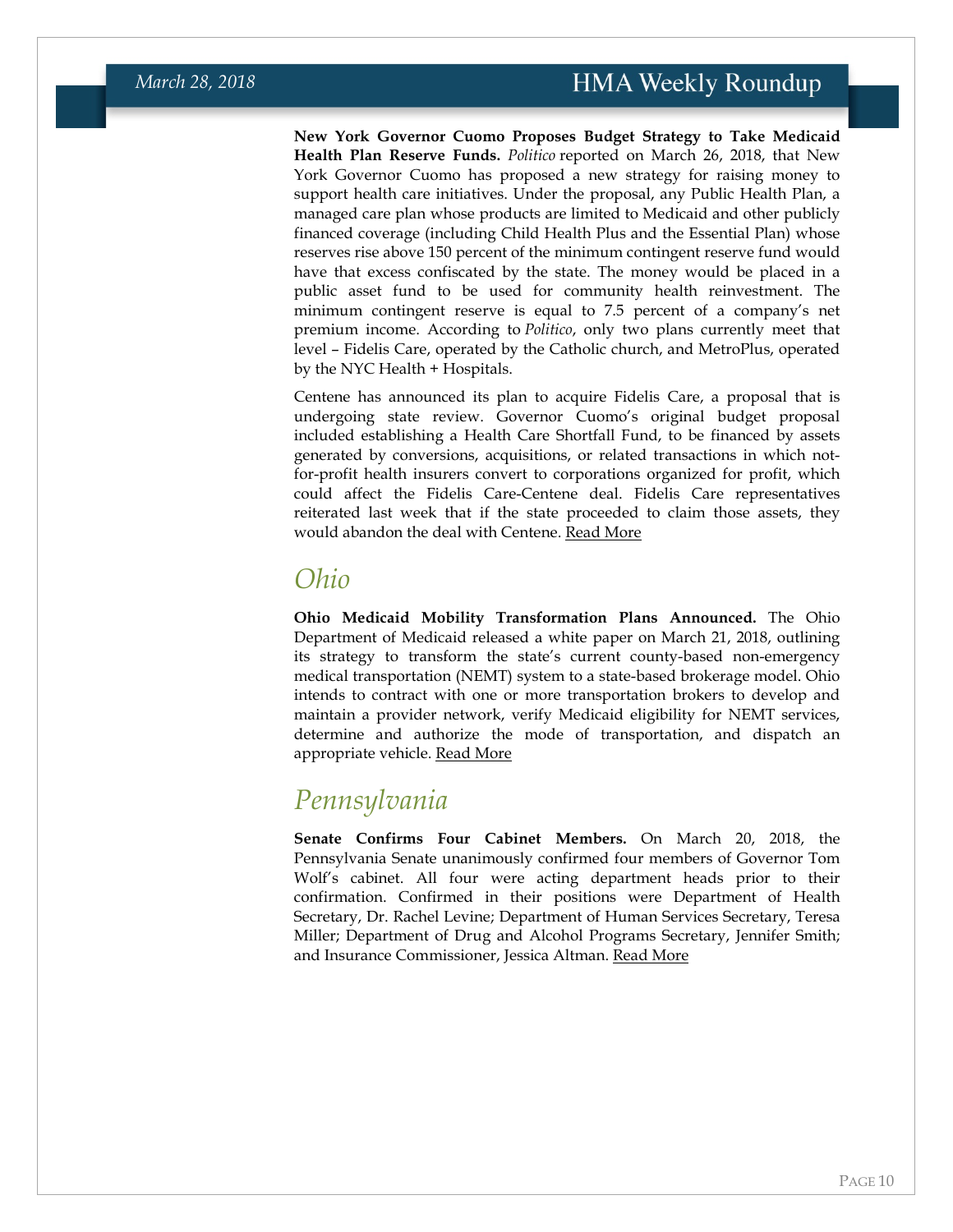**New York Governor Cuomo Proposes Budget Strategy to Take Medicaid Health Plan Reserve Funds.** *Politico* reported on March 26, 2018, that New York Governor Cuomo has proposed a new strategy for raising money to support health care initiatives. Under the proposal, any Public Health Plan, a managed care plan whose products are limited to Medicaid and other publicly financed coverage (including Child Health Plus and the Essential Plan) whose reserves rise above 150 percent of the minimum contingent reserve fund would have that excess confiscated by the state. The money would be placed in a public asset fund to be used for community health reinvestment. The minimum contingent reserve is equal to 7.5 percent of a company's net premium income. According to *Politico*, only two plans currently meet that level – Fidelis Care, operated by the Catholic church, and MetroPlus, operated by the NYC Health + Hospitals.

Centene has announced its plan to acquire Fidelis Care, a proposal that is undergoing state review. Governor Cuomo's original budget proposal included establishing a Health Care Shortfall Fund, to be financed by assets generated by conversions, acquisitions, or related transactions in which not-for-profit health insurers convert to corporations organized for profit, which could affect the Fidelis Care-Centene deal. Fidelis Care representatives reiterated last week that if the state proceeded to claim those assets, they would abandon the deal with Centene. Read More

## Ohio

**Ohio Medicaid Mobility Transformation Plans Announced.** The Ohio Department of Medicaid released a white paper on March 21, 2018, outlining its strategy to transform the state's current county-based non-emergency medical transportation (NEMT) system to a state-based brokerage model. Ohio intends to contract with one or more transportation brokers to develop and maintain a provider network, verify Medicaid eligibility for NEMT services, determine and authorize the mode of transportation, and dispatch an appropriate vehicle. Read More

## Pennsylvania

**Senate Confirms Four Cabinet Members.** On March 20, 2018, the Pennsylvania Senate unanimously confirmed four members of Governor Tom Wolf's cabinet. All four were acting department heads prior to their confirmation. Confirmed in their positions were Department of Health Secretary, Dr. Rachel Levine; Department of Human Services Secretary, Teresa Miller; Department of Drug and Alcohol Programs Secretary, Jennifer Smith; and Insurance Commissioner, Jessica Altman. Read More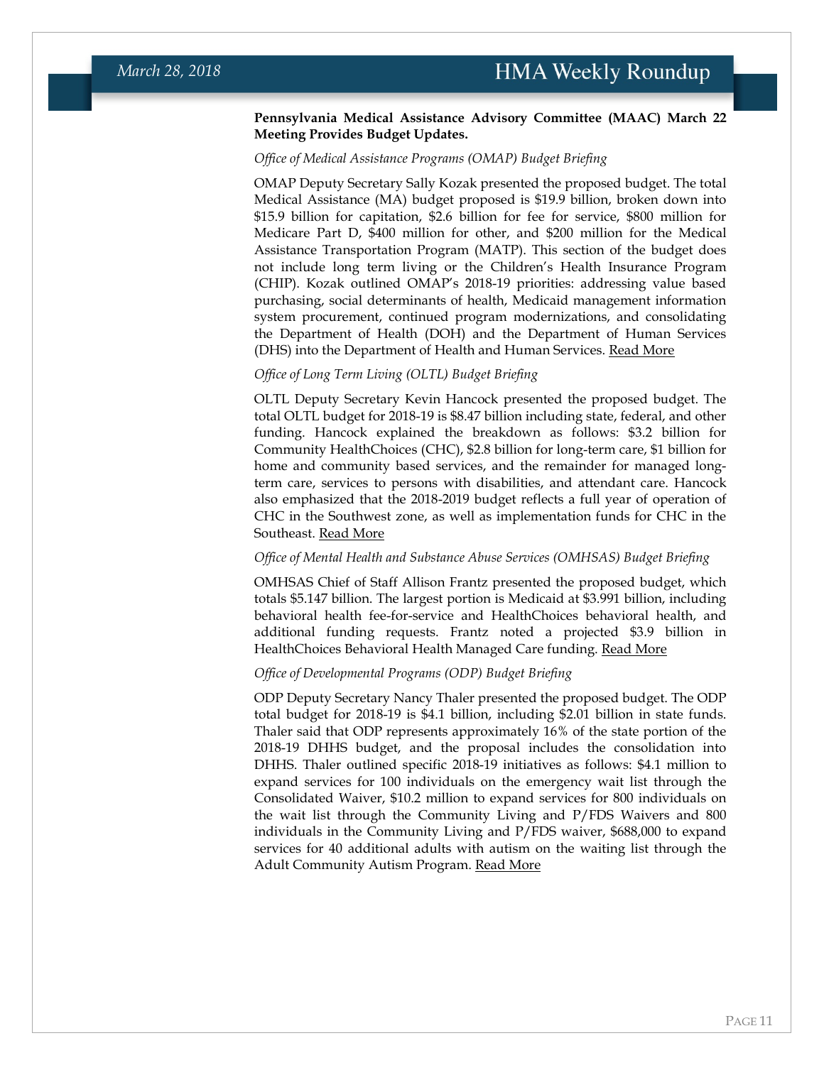**Pennsylvania Medical Assistance Advisory Committee (MAAC) March 22 Meeting Provides Budget Updates.**

*Office of Medical Assistance Programs (OMAP) Budget Briefing*

OMAP Deputy Secretary Sally Kozak presented the proposed budget. The total Medical Assistance (MA) budget proposed is $19.9 billion, broken down into $15.9 billion for capitation, $2.6 billion for fee for service, $800 million for Medicare Part D, $400 million for other, and $200 million for the Medical Assistance Transportation Program (MATP). This section of the budget does not include long term living or the Children's Health Insurance Program (CHIP). Kozak outlined OMAP's 2018-19 priorities: addressing value based purchasing, social determinants of health, Medicaid management information system procurement, continued program modernizations, and consolidating the Department of Health (DOH) and the Department of Human Services (DHS) into the Department of Health and Human Services. Read More

*Office of Long Term Living (OLTL) Budget Briefing*

OLTL Deputy Secretary Kevin Hancock presented the proposed budget. The total OLTL budget for 2018-19 is $8.47 billion including state, federal, and other funding. Hancock explained the breakdown as follows: $3.2 billion for Community HealthChoices (CHC), $2.8 billion for long-term care, $1 billion for home and community based services, and the remainder for managed long-term care, services to persons with disabilities, and attendant care. Hancock also emphasized that the 2018-2019 budget reflects a full year of operation of CHC in the Southwest zone, as well as implementation funds for CHC in the Southeast. Read More

*Office of Mental Health and Substance Abuse Services (OMHSAS) Budget Briefing*

OMHSAS Chief of Staff Allison Frantz presented the proposed budget, which totals $5.147 billion. The largest portion is Medicaid at $3.991 billion, including behavioral health fee-for-service and HealthChoices behavioral health, and additional funding requests. Frantz noted a projected $3.9 billion in HealthChoices Behavioral Health Managed Care funding. Read More

*Office of Developmental Programs (ODP) Budget Briefing*

ODP Deputy Secretary Nancy Thaler presented the proposed budget. The ODP total budget for 2018-19 is $4.1 billion, including $2.01 billion in state funds. Thaler said that ODP represents approximately 16% of the state portion of the 2018-19 DHHS budget, and the proposal includes the consolidation into DHHS. Thaler outlined specific 2018-19 initiatives as follows: $4.1 million to expand services for 100 individuals on the emergency wait list through the Consolidated Waiver, $10.2 million to expand services for 800 individuals on the wait list through the Community Living and P/FDS Waivers and 800 individuals in the Community Living and P/FDS waiver, $688,000 to expand services for 40 additional adults with autism on the waiting list through the Adult Community Autism Program. Read More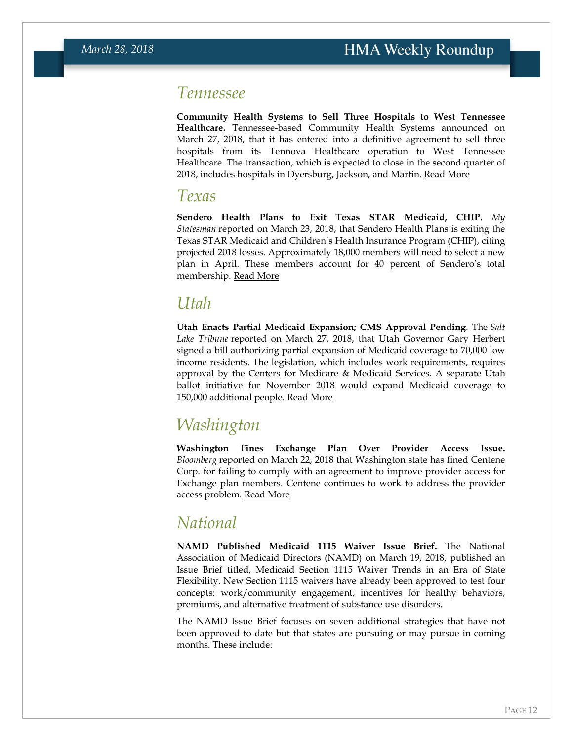## Tennessee

**Community Health Systems to Sell Three Hospitals to West Tennessee Healthcare.** Tennessee-based Community Health Systems announced on March 27, 2018, that it has entered into a definitive agreement to sell three hospitals from its Tennova Healthcare operation to West Tennessee Healthcare. The transaction, which is expected to close in the second quarter of 2018, includes hospitals in Dyersburg, Jackson, and Martin. Read More

## Texas

**Sendero Health Plans to Exit Texas STAR Medicaid, CHIP.** *My Statesman* reported on March 23, 2018, that Sendero Health Plans is exiting the Texas STAR Medicaid and Children's Health Insurance Program (CHIP), citing projected 2018 losses. Approximately 18,000 members will need to select a new plan in April. These members account for 40 percent of Sendero's total membership. Read More

## Utah

**Utah Enacts Partial Medicaid Expansion; CMS Approval Pending**. The *Salt Lake Tribune* reported on March 27, 2018, that Utah Governor Gary Herbert signed a bill authorizing partial expansion of Medicaid coverage to 70,000 low income residents. The legislation, which includes work requirements, requires approval by the Centers for Medicare & Medicaid Services. A separate Utah ballot initiative for November 2018 would expand Medicaid coverage to 150,000 additional people. Read More

## Washington

**Washington Fines Exchange Plan Over Provider Access Issue.** *Bloomberg* reported on March 22, 2018 that Washington state has fined Centene Corp. for failing to comply with an agreement to improve provider access for Exchange plan members. Centene continues to work to address the provider access problem. Read More

## National

**NAMD Published Medicaid 1115 Waiver Issue Brief.** The National Association of Medicaid Directors (NAMD) on March 19, 2018, published an Issue Brief titled, Medicaid Section 1115 Waiver Trends in an Era of State Flexibility. New Section 1115 waivers have already been approved to test four concepts: work/community engagement, incentives for healthy behaviors, premiums, and alternative treatment of substance use disorders.

The NAMD Issue Brief focuses on seven additional strategies that have not been approved to date but that states are pursuing or may pursue in coming months. These include: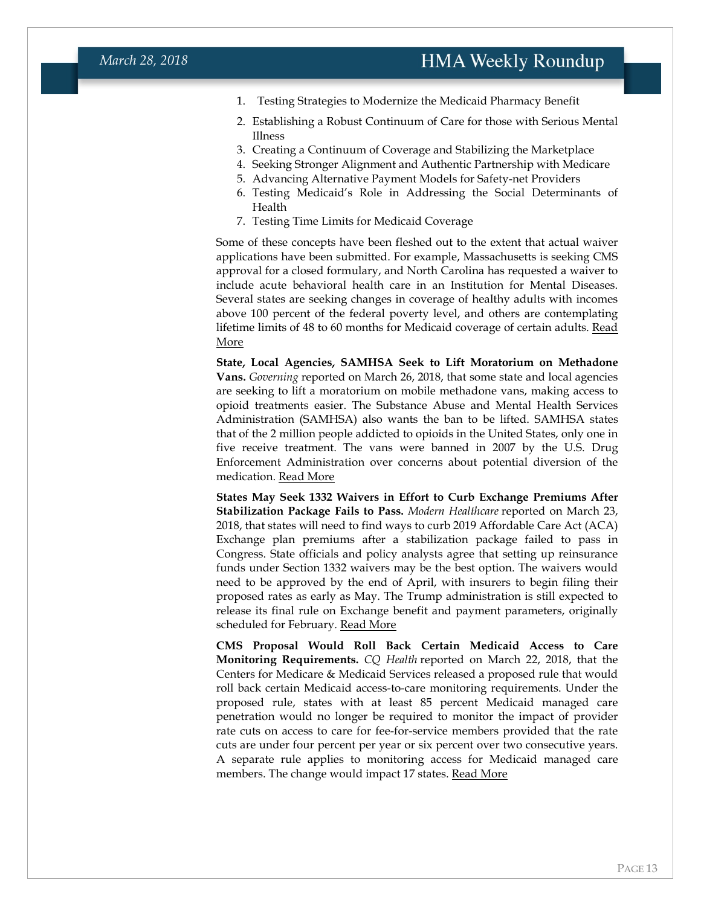1. Testing Strategies to Modernize the Medicaid Pharmacy Benefit
2. Establishing a Robust Continuum of Care for those with Serious Mental Illness
3. Creating a Continuum of Coverage and Stabilizing the Marketplace
4. Seeking Stronger Alignment and Authentic Partnership with Medicare
5. Advancing Alternative Payment Models for Safety-net Providers
6. Testing Medicaid's Role in Addressing the Social Determinants of Health
7. Testing Time Limits for Medicaid Coverage

Some of these concepts have been fleshed out to the extent that actual waiver applications have been submitted. For example, Massachusetts is seeking CMS approval for a closed formulary, and North Carolina has requested a waiver to include acute behavioral health care in an Institution for Mental Diseases. Several states are seeking changes in coverage of healthy adults with incomes above 100 percent of the federal poverty level, and others are contemplating lifetime limits of 48 to 60 months for Medicaid coverage of certain adults. Read More

**State, Local Agencies, SAMHSA Seek to Lift Moratorium on Methadone Vans.** *Governing* reported on March 26, 2018, that some state and local agencies are seeking to lift a moratorium on mobile methadone vans, making access to opioid treatments easier. The Substance Abuse and Mental Health Services Administration (SAMHSA) also wants the ban to be lifted. SAMHSA states that of the 2 million people addicted to opioids in the United States, only one in five receive treatment. The vans were banned in 2007 by the U.S. Drug Enforcement Administration over concerns about potential diversion of the medication. Read More

**States May Seek 1332 Waivers in Effort to Curb Exchange Premiums After Stabilization Package Fails to Pass.** *Modern Healthcare* reported on March 23, 2018, that states will need to find ways to curb 2019 Affordable Care Act (ACA) Exchange plan premiums after a stabilization package failed to pass in Congress. State officials and policy analysts agree that setting up reinsurance funds under Section 1332 waivers may be the best option. The waivers would need to be approved by the end of April, with insurers to begin filing their proposed rates as early as May. The Trump administration is still expected to release its final rule on Exchange benefit and payment parameters, originally scheduled for February. Read More

**CMS Proposal Would Roll Back Certain Medicaid Access to Care Monitoring Requirements.** *CQ Health* reported on March 22, 2018, that the Centers for Medicare & Medicaid Services released a proposed rule that would roll back certain Medicaid access-to-care monitoring requirements. Under the proposed rule, states with at least 85 percent Medicaid managed care penetration would no longer be required to monitor the impact of provider rate cuts on access to care for fee-for-service members provided that the rate cuts are under four percent per year or six percent over two consecutive years. A separate rule applies to monitoring access for Medicaid managed care members. The change would impact 17 states. Read More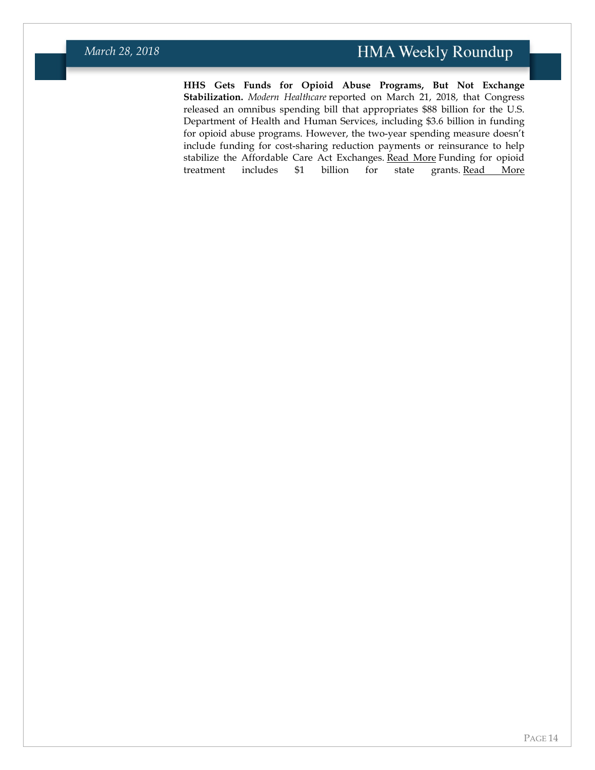**HHS Gets Funds for Opioid Abuse Programs, But Not Exchange Stabilization.** *Modern Healthcare* reported on March 21, 2018, that Congress released an omnibus spending bill that appropriates $88 billion for the U.S. Department of Health and Human Services, including $3.6 billion in funding for opioid abuse programs. However, the two-year spending measure doesn't include funding for cost-sharing reduction payments or reinsurance to help stabilize the Affordable Care Act Exchanges. Read More Funding for opioid treatment includes $1 billion for state grants. Read More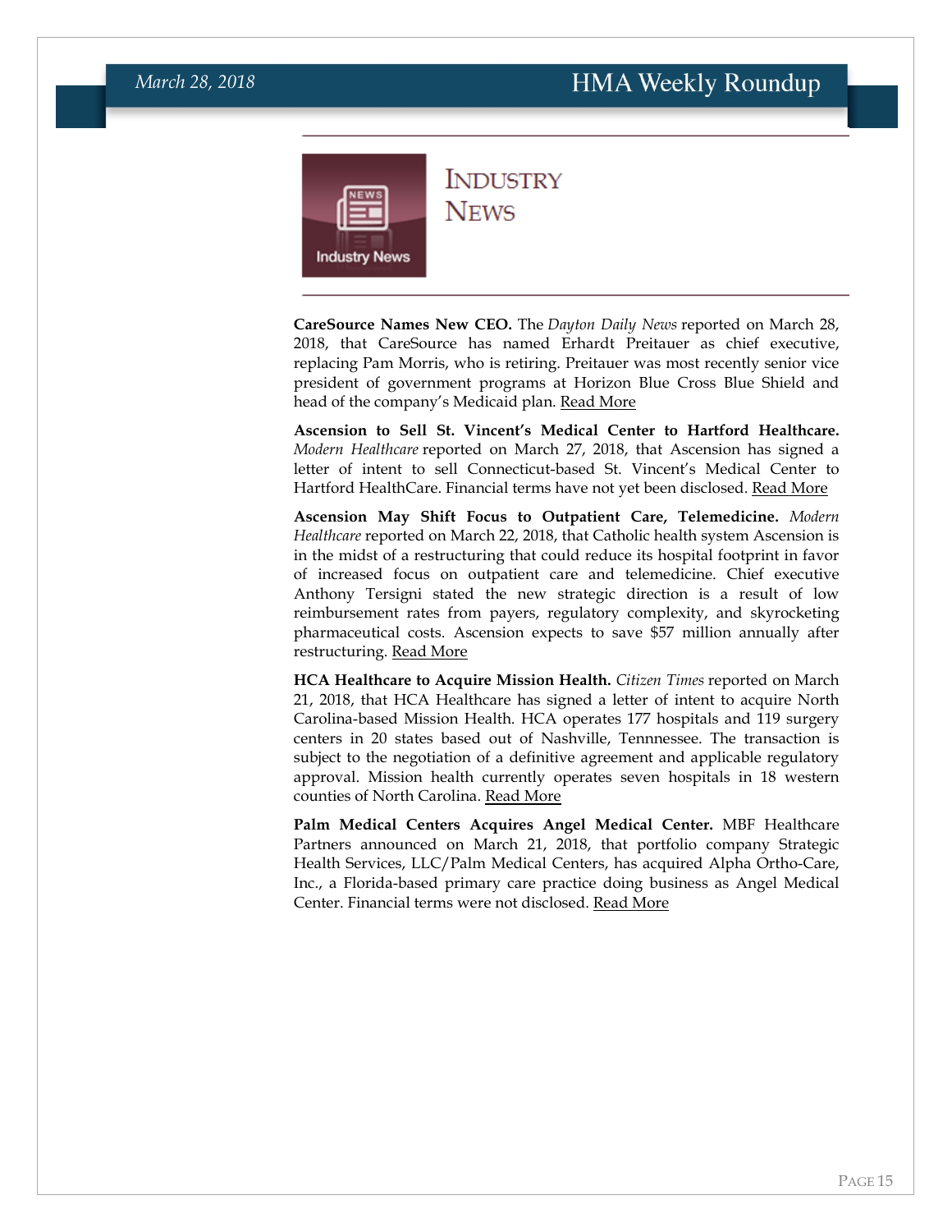# Industry News

**CareSource Names New CEO.** The *Dayton Daily News* reported on March 28, 2018, that CareSource has named Erhardt Preitauer as chief executive, replacing Pam Morris, who is retiring. Preitauer was most recently senior vice president of government programs at Horizon Blue Cross Blue Shield and head of the company's Medicaid plan. Read More

**Ascension to Sell St. Vincent's Medical Center to Hartford Healthcare.** *Modern Healthcare* reported on March 27, 2018, that Ascension has signed a letter of intent to sell Connecticut-based St. Vincent's Medical Center to Hartford HealthCare. Financial terms have not yet been disclosed. Read More

**Ascension May Shift Focus to Outpatient Care, Telemedicine.** *Modern Healthcare* reported on March 22, 2018, that Catholic health system Ascension is in the midst of a restructuring that could reduce its hospital footprint in favor of increased focus on outpatient care and telemedicine. Chief executive Anthony Tersigni stated the new strategic direction is a result of low reimbursement rates from payers, regulatory complexity, and skyrocketing pharmaceutical costs. Ascension expects to save $57 million annually after restructuring. Read More

**HCA Healthcare to Acquire Mission Health.** *Citizen Times* reported on March 21, 2018, that HCA Healthcare has signed a letter of intent to acquire North Carolina-based Mission Health. HCA operates 177 hospitals and 119 surgery centers in 20 states based out of Nashville, Tennnessee. The transaction is subject to the negotiation of a definitive agreement and applicable regulatory approval. Mission health currently operates seven hospitals in 18 western counties of North Carolina. Read More

**Palm Medical Centers Acquires Angel Medical Center.** MBF Healthcare Partners announced on March 21, 2018, that portfolio company Strategic Health Services, LLC/Palm Medical Centers, has acquired Alpha Ortho-Care, Inc., a Florida-based primary care practice doing business as Angel Medical Center. Financial terms were not disclosed. Read More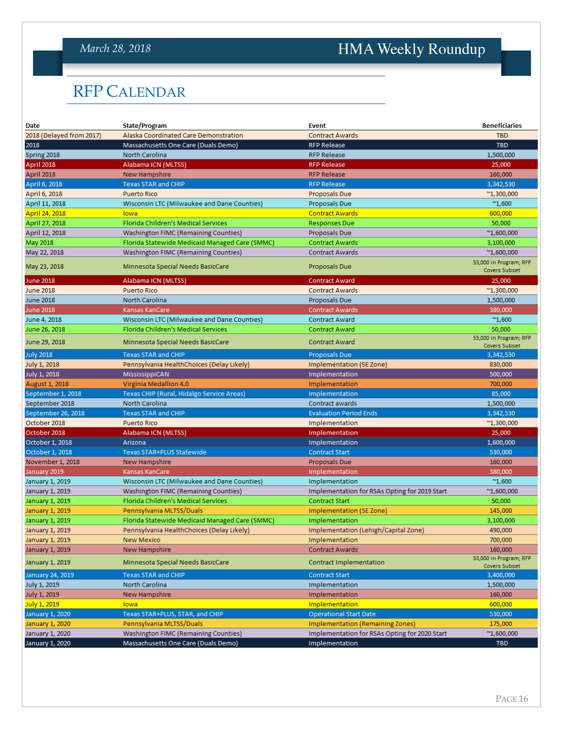## RFP Calendar

| Date | State/Program | Event | Beneficiaries |
|---|---|---|---|
| 2018 (Delayed from 2017) | Alaska Coordinated Care Demonstration | Contract Awards | TBD |
| 2018 | Massachusetts One Care (Duals Demo) | RFP Release | TBD |
| Spring 2018 | North Carolina | RFP Release | 1,500,000 |
| April 2018 | Alabama ICN (MLTSS) | RFP Release | 25,000 |
| April 2018 | New Hampshire | RFP Release | 160,000 |
| April 6, 2018 | Texas STAR and CHIP | RFP Release | 3,342,530 |
| April 6, 2018 | Puerto Rico | Proposals Due | ~1,300,000 |
| April 11, 2018 | Wisconsin LTC (Milwaukee and Dane Counties) | Proposals Due | ~1,600 |
| April 24, 2018 | Iowa | Contract Awards | 600,000 |
| April 27, 2018 | Florida Children's Medical Services | Responses Due | 50,000 |
| April 12, 2018 | Washington FIMC (Remaining Counties) | Proposals Due | ~1,600,000 |
| May 2018 | Florida Statewide Medicaid Managed Care (SMMC) | Contract Awards | 3,100,000 |
| May 22, 2018 | Washington FIMC (Remaining Counties) | Contract Awards | ~1,600,000 |
| May 23, 2018 | Minnesota Special Needs BasicCare | Proposals Due | 53,000 in Program; RFP Covers Subset |
| June 2018 | Alabama ICN (MLTSS) | Contract Award | 25,000 |
| June 2018 | Puerto Rico | Contract Awards | ~1,300,000 |
| June 2018 | North Carolina | Proposals Due | 1,500,000 |
| June 2018 | Kansas KanCare | Contract Awards | 380,000 |
| June 4, 2018 | Wisconsin LTC (Milwaukee and Dane Counties) | Contract Award | ~1,600 |
| June 26, 2018 | Florida Children's Medical Services | Contract Award | 50,000 |
| June 29, 2018 | Minnesota Special Needs BasicCare | Contract Award | 53,000 in Program; RFP Covers Subset |
| July 2018 | Texas STAR and CHIP | Proposals Due | 3,342,530 |
| July 1, 2018 | Pennsylvania HealthChoices (Delay Likely) | Implementation (SE Zone) | 830,000 |
| July 1, 2018 | MississippiCAN | Implementation | 500,000 |
| August 1, 2018 | Virginia Medallion 4.0 | Implementation | 700,000 |
| September 1, 2018 | Texas CHIP (Rural, Hidalgo Service Areas) | Implementation | 85,000 |
| September 2018 | North Carolina | Contract awards | 1,500,000 |
| September 26, 2018 | Texas STAR and CHIP | Evaluation Period Ends | 3,342,530 |
| October 2018 | Puerto Rico | Implementation | ~1,300,000 |
| October 2018 | Alabama ICN (MLTSS) | Implementation | 25,000 |
| October 1, 2018 | Arizona | Implementation | 1,600,000 |
| October 1, 2018 | Texas STAR+PLUS Statewide | Contract Start | 530,000 |
| November 1, 2018 | New Hampshire | Proposals Due | 160,000 |
| January 2019 | Kansas KanCare | Implementation | 380,000 |
| January 1, 2019 | Wisconsin LTC (Milwaukee and Dane Counties) | Implementation | ~1,600 |
| January 1, 2019 | Washington FIMC (Remaining Counties) | Implementation for RSAs Opting for 2019 Start | ~1,600,000 |
| January 1, 2019 | Florida Children's Medical Services | Contract Start | 50,000 |
| January 1, 2019 | Pennsylvania MLTSS/Duals | Implementation (SE Zone) | 145,000 |
| January 1, 2019 | Florida Statewide Medicaid Managed Care (SMMC) | Implementation | 3,100,000 |
| January 1, 2019 | Pennsylvania HealthChoices (Delay Likely) | Implementation (Lehigh/Capital Zone) | 490,000 |
| January 1, 2019 | New Mexico | Implementation | 700,000 |
| January 1, 2019 | New Hampshire | Contract Awards | 160,000 |
| January 1, 2019 | Minnesota Special Needs BasicCare | Contract Implementation | 53,000 in Program; RFP Covers Subset |
| January 24, 2019 | Texas STAR and CHIP | Contract Start | 3,400,000 |
| July 1, 2019 | North Carolina | Implementation | 1,500,000 |
| July 1, 2019 | New Hampshire | Implementation | 160,000 |
| July 1, 2019 | Iowa | Implementation | 600,000 |
| January 1, 2020 | Texas STAR+PLUS, STAR, and CHIP | Operational Start Date | 530,000 |
| January 1, 2020 | Pennsylvania MLTSS/Duals | Implementation (Remaining Zones) | 175,000 |
| January 1, 2020 | Washington FIMC (Remaining Counties) | Implementation for RSAs Opting for 2020 Start | ~1,600,000 |
| January 1, 2020 | Massachusetts One Care (Duals Demo) | Implementation | TBD |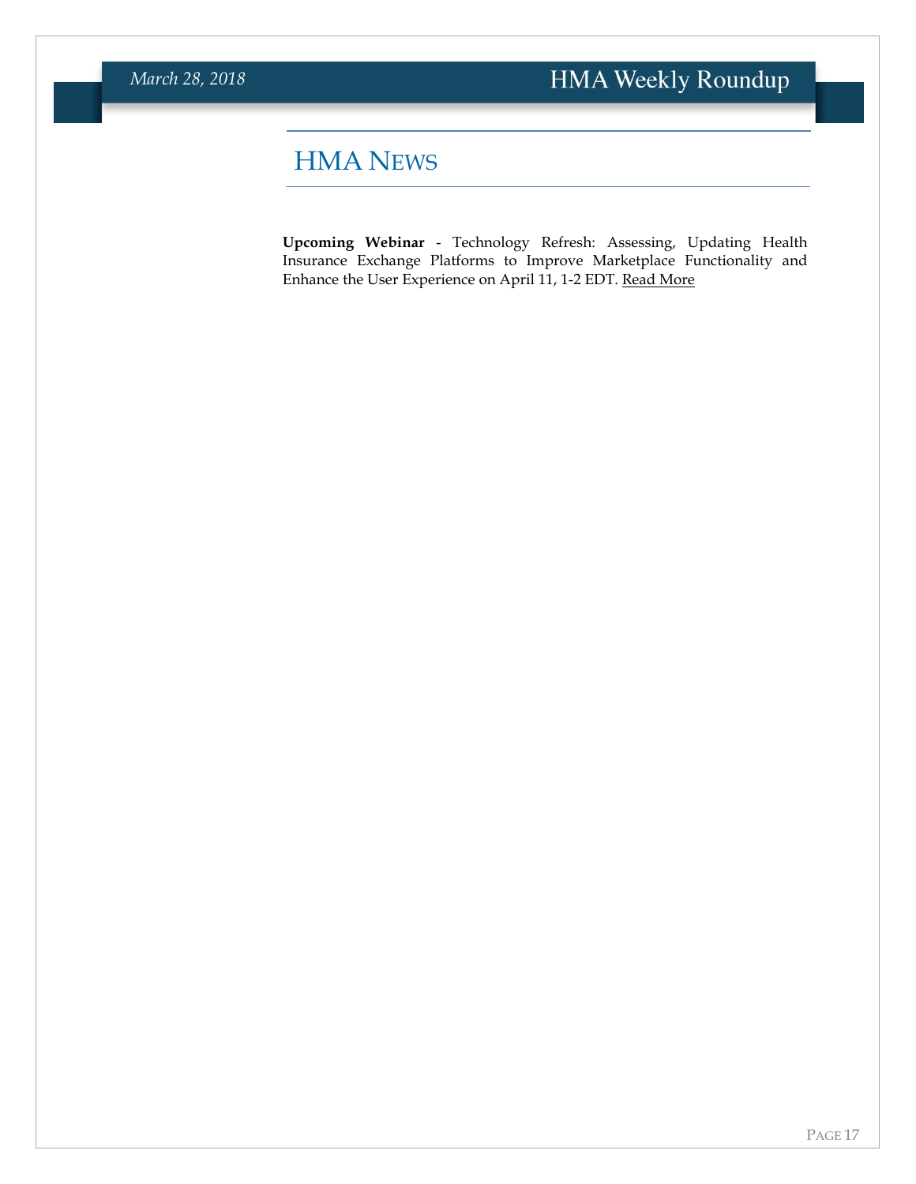# HMA News

**Upcoming Webinar** - Technology Refresh: Assessing, Updating Health Insurance Exchange Platforms to Improve Marketplace Functionality and Enhance the User Experience on April 11, 1-2 EDT. Read More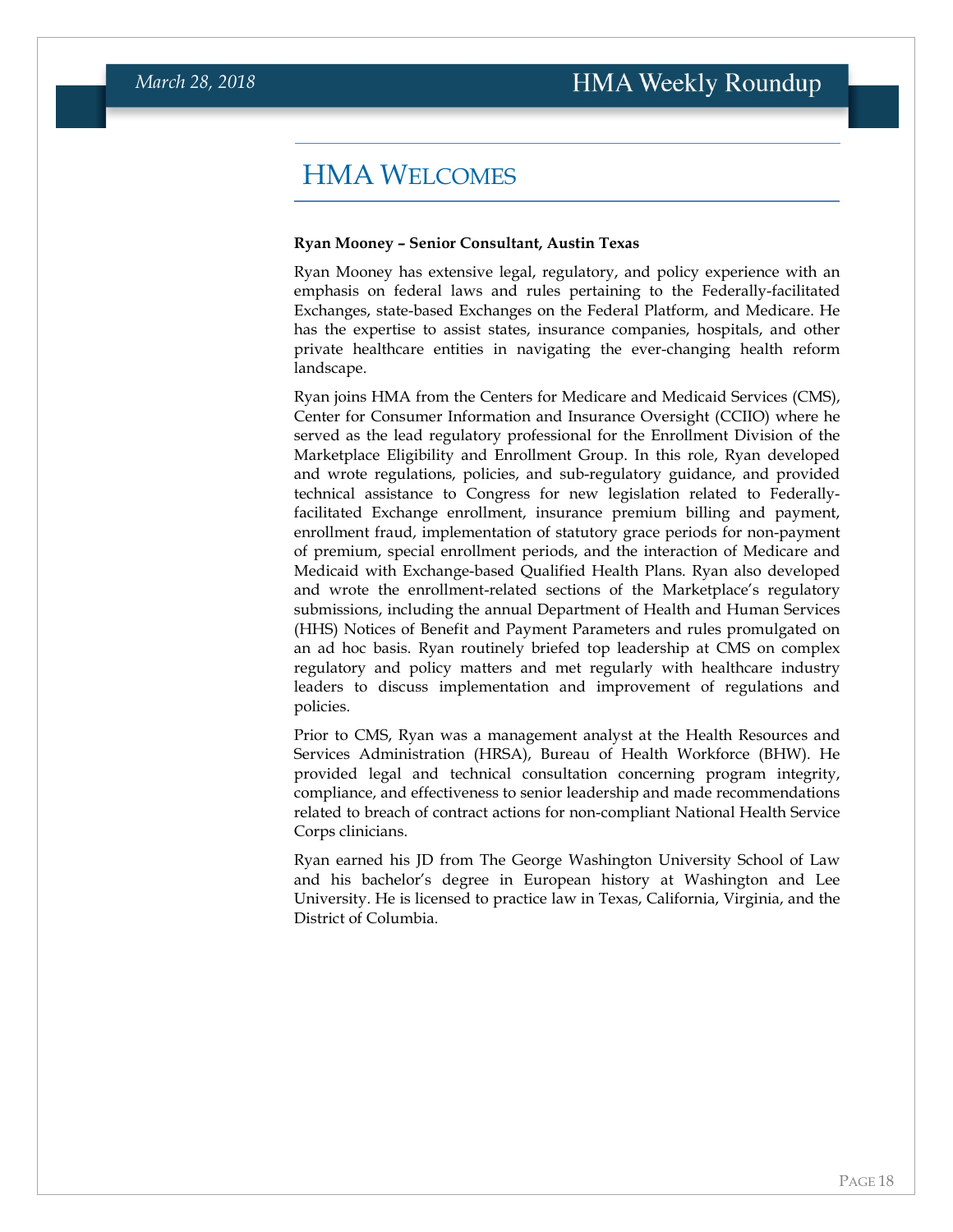## HMA Welcomes

**Ryan Mooney – Senior Consultant, Austin Texas**

Ryan Mooney has extensive legal, regulatory, and policy experience with an emphasis on federal laws and rules pertaining to the Federally-facilitated Exchanges, state-based Exchanges on the Federal Platform, and Medicare. He has the expertise to assist states, insurance companies, hospitals, and other private healthcare entities in navigating the ever-changing health reform landscape.

Ryan joins HMA from the Centers for Medicare and Medicaid Services (CMS), Center for Consumer Information and Insurance Oversight (CCIIO) where he served as the lead regulatory professional for the Enrollment Division of the Marketplace Eligibility and Enrollment Group. In this role, Ryan developed and wrote regulations, policies, and sub-regulatory guidance, and provided technical assistance to Congress for new legislation related to Federally-facilitated Exchange enrollment, insurance premium billing and payment, enrollment fraud, implementation of statutory grace periods for non-payment of premium, special enrollment periods, and the interaction of Medicare and Medicaid with Exchange-based Qualified Health Plans. Ryan also developed and wrote the enrollment-related sections of the Marketplace's regulatory submissions, including the annual Department of Health and Human Services (HHS) Notices of Benefit and Payment Parameters and rules promulgated on an ad hoc basis. Ryan routinely briefed top leadership at CMS on complex regulatory and policy matters and met regularly with healthcare industry leaders to discuss implementation and improvement of regulations and policies.

Prior to CMS, Ryan was a management analyst at the Health Resources and Services Administration (HRSA), Bureau of Health Workforce (BHW). He provided legal and technical consultation concerning program integrity, compliance, and effectiveness to senior leadership and made recommendations related to breach of contract actions for non-compliant National Health Service Corps clinicians.

Ryan earned his JD from The George Washington University School of Law and his bachelor's degree in European history at Washington and Lee University. He is licensed to practice law in Texas, California, Virginia, and the District of Columbia.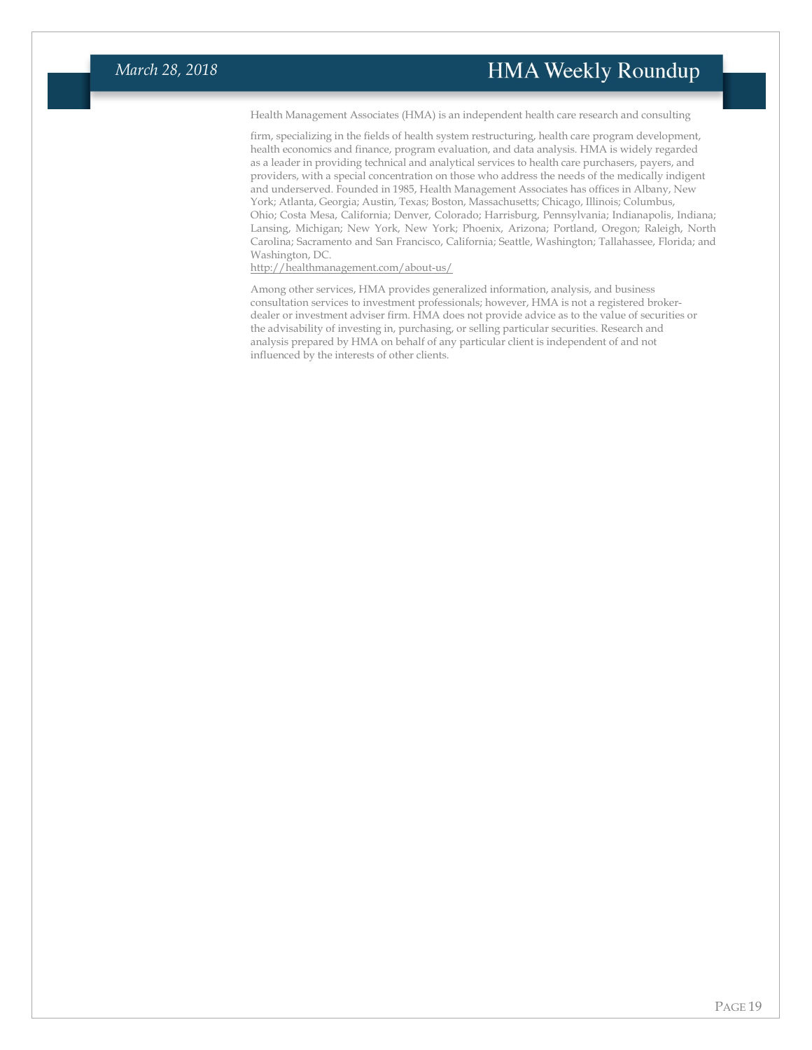Health Management Associates (HMA) is an independent health care research and consulting firm, specializing in the fields of health system restructuring, health care program development, health economics and finance, program evaluation, and data analysis. HMA is widely regarded as a leader in providing technical and analytical services to health care purchasers, payers, and providers, with a special concentration on those who address the needs of the medically indigent and underserved. Founded in 1985, Health Management Associates has offices in Albany, New York; Atlanta, Georgia; Austin, Texas; Boston, Massachusetts; Chicago, Illinois; Columbus, Ohio; Costa Mesa, California; Denver, Colorado; Harrisburg, Pennsylvania; Indianapolis, Indiana; Lansing, Michigan; New York, New York; Phoenix, Arizona; Portland, Oregon; Raleigh, North Carolina; Sacramento and San Francisco, California; Seattle, Washington; Tallahassee, Florida; and Washington, DC.
http://healthmanagement.com/about-us/

Among other services, HMA provides generalized information, analysis, and business consultation services to investment professionals; however, HMA is not a registered broker-dealer or investment adviser firm. HMA does not provide advice as to the value of securities or the advisability of investing in, purchasing, or selling particular securities. Research and analysis prepared by HMA on behalf of any particular client is independent of and not influenced by the interests of other clients.